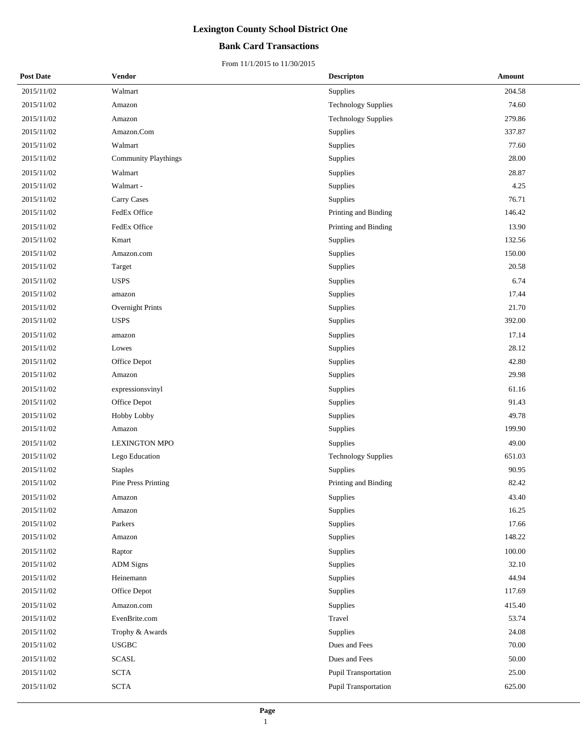# Lexington County School District One

## Bank Card Transactions

From 11/1/2015 to 11/30/2015

| Post Date | Vendor | Descripton | Amount |
|---|---|---|---|
| 2015/11/02 | Walmart | Supplies | 204.58 |
| 2015/11/02 | Amazon | Technology Supplies | 74.60 |
| 2015/11/02 | Amazon | Technology Supplies | 279.86 |
| 2015/11/02 | Amazon.Com | Supplies | 337.87 |
| 2015/11/02 | Walmart | Supplies | 77.60 |
| 2015/11/02 | Community Playthings | Supplies | 28.00 |
| 2015/11/02 | Walmart | Supplies | 28.87 |
| 2015/11/02 | Walmart - | Supplies | 4.25 |
| 2015/11/02 | Carry Cases | Supplies | 76.71 |
| 2015/11/02 | FedEx Office | Printing and Binding | 146.42 |
| 2015/11/02 | FedEx Office | Printing and Binding | 13.90 |
| 2015/11/02 | Kmart | Supplies | 132.56 |
| 2015/11/02 | Amazon.com | Supplies | 150.00 |
| 2015/11/02 | Target | Supplies | 20.58 |
| 2015/11/02 | USPS | Supplies | 6.74 |
| 2015/11/02 | amazon | Supplies | 17.44 |
| 2015/11/02 | Overnight Prints | Supplies | 21.70 |
| 2015/11/02 | USPS | Supplies | 392.00 |
| 2015/11/02 | amazon | Supplies | 17.14 |
| 2015/11/02 | Lowes | Supplies | 28.12 |
| 2015/11/02 | Office Depot | Supplies | 42.80 |
| 2015/11/02 | Amazon | Supplies | 29.98 |
| 2015/11/02 | expressionsvinyl | Supplies | 61.16 |
| 2015/11/02 | Office Depot | Supplies | 91.43 |
| 2015/11/02 | Hobby Lobby | Supplies | 49.78 |
| 2015/11/02 | Amazon | Supplies | 199.90 |
| 2015/11/02 | LEXINGTON MPO | Supplies | 49.00 |
| 2015/11/02 | Lego Education | Technology Supplies | 651.03 |
| 2015/11/02 | Staples | Supplies | 90.95 |
| 2015/11/02 | Pine Press Printing | Printing and Binding | 82.42 |
| 2015/11/02 | Amazon | Supplies | 43.40 |
| 2015/11/02 | Amazon | Supplies | 16.25 |
| 2015/11/02 | Parkers | Supplies | 17.66 |
| 2015/11/02 | Amazon | Supplies | 148.22 |
| 2015/11/02 | Raptor | Supplies | 100.00 |
| 2015/11/02 | ADM Signs | Supplies | 32.10 |
| 2015/11/02 | Heinemann | Supplies | 44.94 |
| 2015/11/02 | Office Depot | Supplies | 117.69 |
| 2015/11/02 | Amazon.com | Supplies | 415.40 |
| 2015/11/02 | EvenBrite.com | Travel | 53.74 |
| 2015/11/02 | Trophy & Awards | Supplies | 24.08 |
| 2015/11/02 | USGBC | Dues and Fees | 70.00 |
| 2015/11/02 | SCASL | Dues and Fees | 50.00 |
| 2015/11/02 | SCTA | Pupil Transportation | 25.00 |
| 2015/11/02 | SCTA | Pupil Transportation | 625.00 |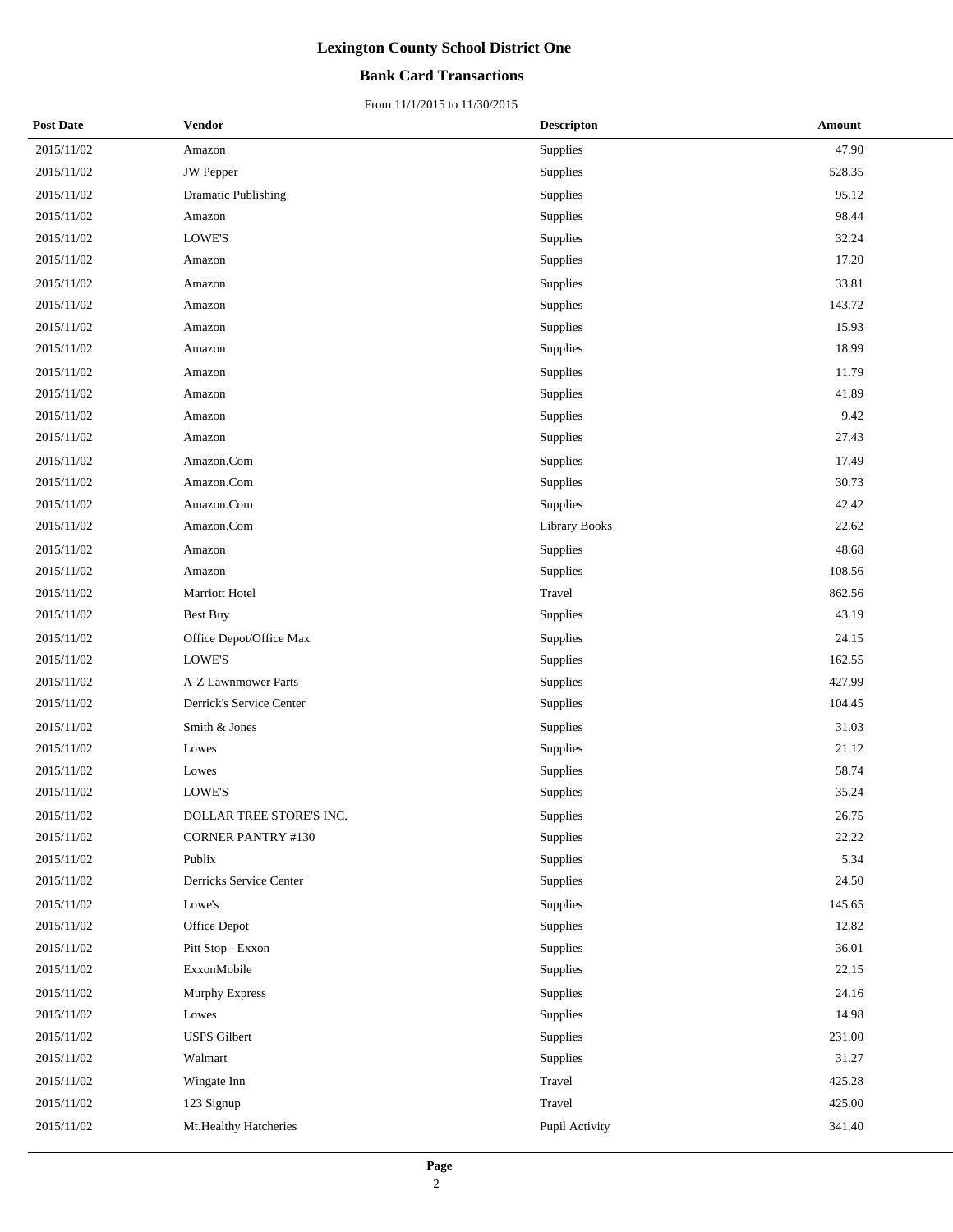# Lexington County School District One

## Bank Card Transactions

From 11/1/2015 to 11/30/2015

| Post Date | Vendor | Descripton | Amount |
|---|---|---|---|
| 2015/11/02 | Amazon | Supplies | 47.90 |
| 2015/11/02 | JW Pepper | Supplies | 528.35 |
| 2015/11/02 | Dramatic Publishing | Supplies | 95.12 |
| 2015/11/02 | Amazon | Supplies | 98.44 |
| 2015/11/02 | LOWE'S | Supplies | 32.24 |
| 2015/11/02 | Amazon | Supplies | 17.20 |
| 2015/11/02 | Amazon | Supplies | 33.81 |
| 2015/11/02 | Amazon | Supplies | 143.72 |
| 2015/11/02 | Amazon | Supplies | 15.93 |
| 2015/11/02 | Amazon | Supplies | 18.99 |
| 2015/11/02 | Amazon | Supplies | 11.79 |
| 2015/11/02 | Amazon | Supplies | 41.89 |
| 2015/11/02 | Amazon | Supplies | 9.42 |
| 2015/11/02 | Amazon | Supplies | 27.43 |
| 2015/11/02 | Amazon.Com | Supplies | 17.49 |
| 2015/11/02 | Amazon.Com | Supplies | 30.73 |
| 2015/11/02 | Amazon.Com | Supplies | 42.42 |
| 2015/11/02 | Amazon.Com | Library Books | 22.62 |
| 2015/11/02 | Amazon | Supplies | 48.68 |
| 2015/11/02 | Amazon | Supplies | 108.56 |
| 2015/11/02 | Marriott Hotel | Travel | 862.56 |
| 2015/11/02 | Best Buy | Supplies | 43.19 |
| 2015/11/02 | Office Depot/Office Max | Supplies | 24.15 |
| 2015/11/02 | LOWE'S | Supplies | 162.55 |
| 2015/11/02 | A-Z Lawnmower Parts | Supplies | 427.99 |
| 2015/11/02 | Derrick's Service Center | Supplies | 104.45 |
| 2015/11/02 | Smith & Jones | Supplies | 31.03 |
| 2015/11/02 | Lowes | Supplies | 21.12 |
| 2015/11/02 | Lowes | Supplies | 58.74 |
| 2015/11/02 | LOWE'S | Supplies | 35.24 |
| 2015/11/02 | DOLLAR TREE STORE'S INC. | Supplies | 26.75 |
| 2015/11/02 | CORNER PANTRY #130 | Supplies | 22.22 |
| 2015/11/02 | Publix | Supplies | 5.34 |
| 2015/11/02 | Derricks Service Center | Supplies | 24.50 |
| 2015/11/02 | Lowe's | Supplies | 145.65 |
| 2015/11/02 | Office Depot | Supplies | 12.82 |
| 2015/11/02 | Pitt Stop - Exxon | Supplies | 36.01 |
| 2015/11/02 | ExxonMobile | Supplies | 22.15 |
| 2015/11/02 | Murphy Express | Supplies | 24.16 |
| 2015/11/02 | Lowes | Supplies | 14.98 |
| 2015/11/02 | USPS Gilbert | Supplies | 231.00 |
| 2015/11/02 | Walmart | Supplies | 31.27 |
| 2015/11/02 | Wingate Inn | Travel | 425.28 |
| 2015/11/02 | 123 Signup | Travel | 425.00 |
| 2015/11/02 | Mt.Healthy Hatcheries | Pupil Activity | 341.40 |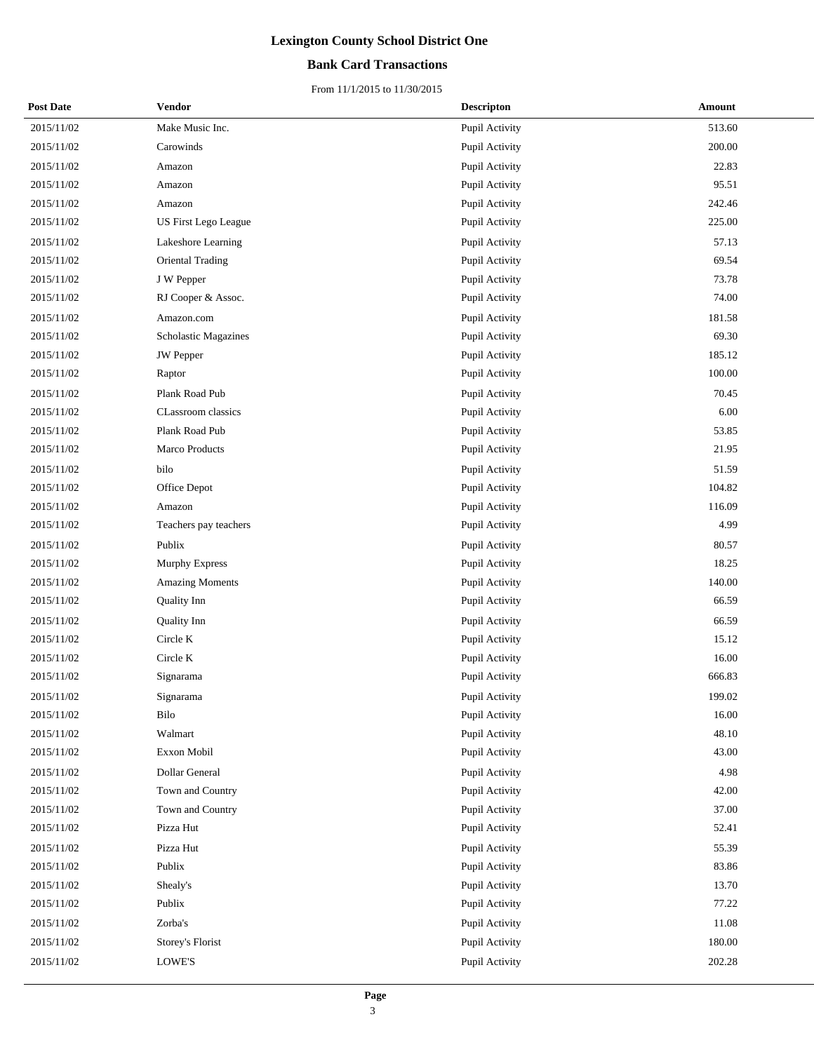# Lexington County School District One

## Bank Card Transactions

From 11/1/2015 to 11/30/2015

| Post Date | Vendor | Descripton | Amount |
|---|---|---|---|
| 2015/11/02 | Make Music Inc. | Pupil Activity | 513.60 |
| 2015/11/02 | Carowinds | Pupil Activity | 200.00 |
| 2015/11/02 | Amazon | Pupil Activity | 22.83 |
| 2015/11/02 | Amazon | Pupil Activity | 95.51 |
| 2015/11/02 | Amazon | Pupil Activity | 242.46 |
| 2015/11/02 | US First Lego League | Pupil Activity | 225.00 |
| 2015/11/02 | Lakeshore Learning | Pupil Activity | 57.13 |
| 2015/11/02 | Oriental Trading | Pupil Activity | 69.54 |
| 2015/11/02 | J W Pepper | Pupil Activity | 73.78 |
| 2015/11/02 | RJ Cooper & Assoc. | Pupil Activity | 74.00 |
| 2015/11/02 | Amazon.com | Pupil Activity | 181.58 |
| 2015/11/02 | Scholastic Magazines | Pupil Activity | 69.30 |
| 2015/11/02 | JW Pepper | Pupil Activity | 185.12 |
| 2015/11/02 | Raptor | Pupil Activity | 100.00 |
| 2015/11/02 | Plank Road Pub | Pupil Activity | 70.45 |
| 2015/11/02 | CLassroom classics | Pupil Activity | 6.00 |
| 2015/11/02 | Plank Road Pub | Pupil Activity | 53.85 |
| 2015/11/02 | Marco Products | Pupil Activity | 21.95 |
| 2015/11/02 | bilo | Pupil Activity | 51.59 |
| 2015/11/02 | Office Depot | Pupil Activity | 104.82 |
| 2015/11/02 | Amazon | Pupil Activity | 116.09 |
| 2015/11/02 | Teachers pay teachers | Pupil Activity | 4.99 |
| 2015/11/02 | Publix | Pupil Activity | 80.57 |
| 2015/11/02 | Murphy Express | Pupil Activity | 18.25 |
| 2015/11/02 | Amazing Moments | Pupil Activity | 140.00 |
| 2015/11/02 | Quality Inn | Pupil Activity | 66.59 |
| 2015/11/02 | Quality Inn | Pupil Activity | 66.59 |
| 2015/11/02 | Circle K | Pupil Activity | 15.12 |
| 2015/11/02 | Circle K | Pupil Activity | 16.00 |
| 2015/11/02 | Signarama | Pupil Activity | 666.83 |
| 2015/11/02 | Signarama | Pupil Activity | 199.02 |
| 2015/11/02 | Bilo | Pupil Activity | 16.00 |
| 2015/11/02 | Walmart | Pupil Activity | 48.10 |
| 2015/11/02 | Exxon Mobil | Pupil Activity | 43.00 |
| 2015/11/02 | Dollar General | Pupil Activity | 4.98 |
| 2015/11/02 | Town and Country | Pupil Activity | 42.00 |
| 2015/11/02 | Town and Country | Pupil Activity | 37.00 |
| 2015/11/02 | Pizza Hut | Pupil Activity | 52.41 |
| 2015/11/02 | Pizza Hut | Pupil Activity | 55.39 |
| 2015/11/02 | Publix | Pupil Activity | 83.86 |
| 2015/11/02 | Shealy's | Pupil Activity | 13.70 |
| 2015/11/02 | Publix | Pupil Activity | 77.22 |
| 2015/11/02 | Zorba's | Pupil Activity | 11.08 |
| 2015/11/02 | Storey's Florist | Pupil Activity | 180.00 |
| 2015/11/02 | LOWE'S | Pupil Activity | 202.28 |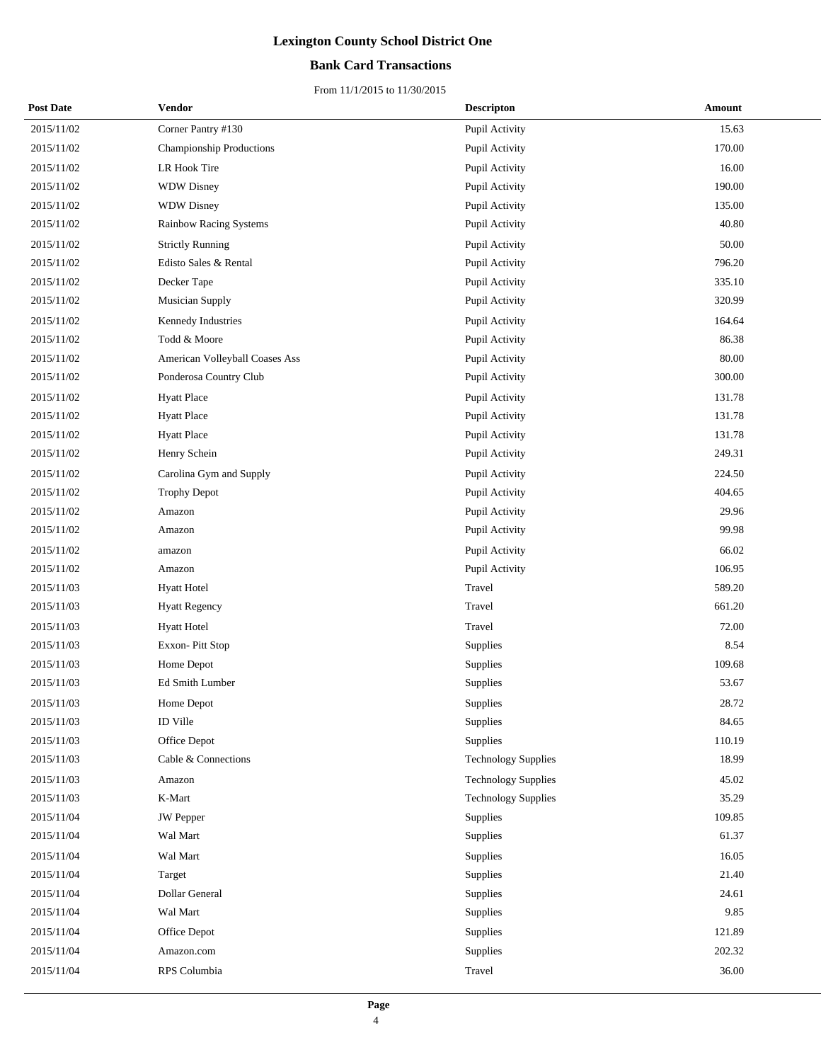# Lexington County School District One

## Bank Card Transactions

From 11/1/2015 to 11/30/2015

| Post Date | Vendor | Descripton | Amount |
|---|---|---|---|
| 2015/11/02 | Corner Pantry #130 | Pupil Activity | 15.63 |
| 2015/11/02 | Championship Productions | Pupil Activity | 170.00 |
| 2015/11/02 | LR Hook Tire | Pupil Activity | 16.00 |
| 2015/11/02 | WDW Disney | Pupil Activity | 190.00 |
| 2015/11/02 | WDW Disney | Pupil Activity | 135.00 |
| 2015/11/02 | Rainbow Racing Systems | Pupil Activity | 40.80 |
| 2015/11/02 | Strictly Running | Pupil Activity | 50.00 |
| 2015/11/02 | Edisto Sales & Rental | Pupil Activity | 796.20 |
| 2015/11/02 | Decker Tape | Pupil Activity | 335.10 |
| 2015/11/02 | Musician Supply | Pupil Activity | 320.99 |
| 2015/11/02 | Kennedy Industries | Pupil Activity | 164.64 |
| 2015/11/02 | Todd & Moore | Pupil Activity | 86.38 |
| 2015/11/02 | American Volleyball Coases Ass | Pupil Activity | 80.00 |
| 2015/11/02 | Ponderosa Country Club | Pupil Activity | 300.00 |
| 2015/11/02 | Hyatt Place | Pupil Activity | 131.78 |
| 2015/11/02 | Hyatt Place | Pupil Activity | 131.78 |
| 2015/11/02 | Hyatt Place | Pupil Activity | 131.78 |
| 2015/11/02 | Henry Schein | Pupil Activity | 249.31 |
| 2015/11/02 | Carolina Gym and Supply | Pupil Activity | 224.50 |
| 2015/11/02 | Trophy Depot | Pupil Activity | 404.65 |
| 2015/11/02 | Amazon | Pupil Activity | 29.96 |
| 2015/11/02 | Amazon | Pupil Activity | 99.98 |
| 2015/11/02 | amazon | Pupil Activity | 66.02 |
| 2015/11/02 | Amazon | Pupil Activity | 106.95 |
| 2015/11/03 | Hyatt Hotel | Travel | 589.20 |
| 2015/11/03 | Hyatt Regency | Travel | 661.20 |
| 2015/11/03 | Hyatt Hotel | Travel | 72.00 |
| 2015/11/03 | Exxon- Pitt Stop | Supplies | 8.54 |
| 2015/11/03 | Home Depot | Supplies | 109.68 |
| 2015/11/03 | Ed Smith Lumber | Supplies | 53.67 |
| 2015/11/03 | Home Depot | Supplies | 28.72 |
| 2015/11/03 | ID Ville | Supplies | 84.65 |
| 2015/11/03 | Office Depot | Supplies | 110.19 |
| 2015/11/03 | Cable & Connections | Technology Supplies | 18.99 |
| 2015/11/03 | Amazon | Technology Supplies | 45.02 |
| 2015/11/03 | K-Mart | Technology Supplies | 35.29 |
| 2015/11/04 | JW Pepper | Supplies | 109.85 |
| 2015/11/04 | Wal Mart | Supplies | 61.37 |
| 2015/11/04 | Wal Mart | Supplies | 16.05 |
| 2015/11/04 | Target | Supplies | 21.40 |
| 2015/11/04 | Dollar General | Supplies | 24.61 |
| 2015/11/04 | Wal Mart | Supplies | 9.85 |
| 2015/11/04 | Office Depot | Supplies | 121.89 |
| 2015/11/04 | Amazon.com | Supplies | 202.32 |
| 2015/11/04 | RPS Columbia | Travel | 36.00 |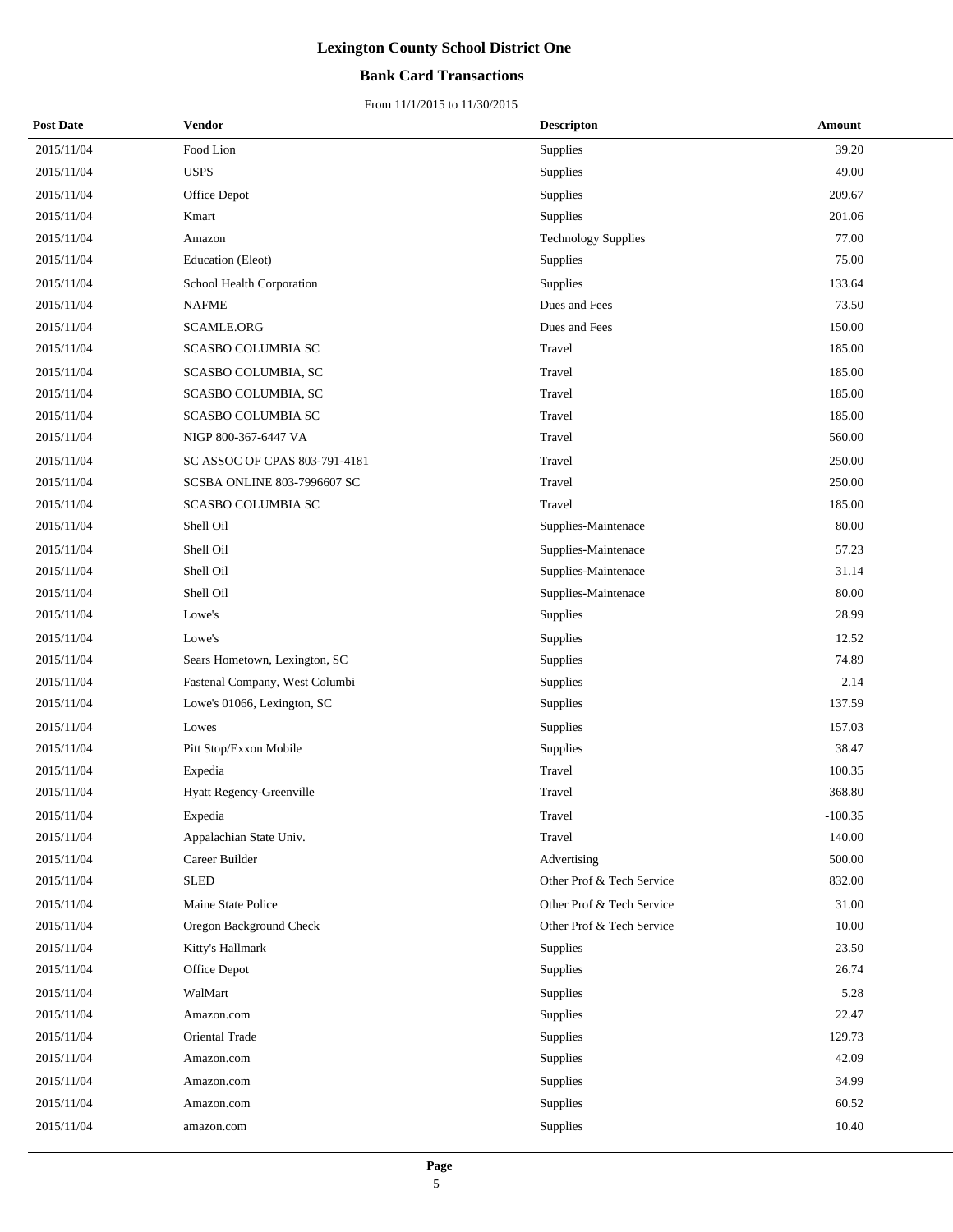# Lexington County School District One

## Bank Card Transactions

From 11/1/2015 to 11/30/2015

| Post Date | Vendor | Descripton | Amount |
|---|---|---|---|
| 2015/11/04 | Food Lion | Supplies | 39.20 |
| 2015/11/04 | USPS | Supplies | 49.00 |
| 2015/11/04 | Office Depot | Supplies | 209.67 |
| 2015/11/04 | Kmart | Supplies | 201.06 |
| 2015/11/04 | Amazon | Technology Supplies | 77.00 |
| 2015/11/04 | Education (Eleot) | Supplies | 75.00 |
| 2015/11/04 | School Health Corporation | Supplies | 133.64 |
| 2015/11/04 | NAFME | Dues and Fees | 73.50 |
| 2015/11/04 | SCAMLE.ORG | Dues and Fees | 150.00 |
| 2015/11/04 | SCASBO COLUMBIA SC | Travel | 185.00 |
| 2015/11/04 | SCASBO COLUMBIA, SC | Travel | 185.00 |
| 2015/11/04 | SCASBO COLUMBIA, SC | Travel | 185.00 |
| 2015/11/04 | SCASBO COLUMBIA SC | Travel | 185.00 |
| 2015/11/04 | NIGP 800-367-6447 VA | Travel | 560.00 |
| 2015/11/04 | SC ASSOC OF CPAS 803-791-4181 | Travel | 250.00 |
| 2015/11/04 | SCSBA ONLINE 803-7996607 SC | Travel | 250.00 |
| 2015/11/04 | SCASBO COLUMBIA SC | Travel | 185.00 |
| 2015/11/04 | Shell Oil | Supplies-Maintenace | 80.00 |
| 2015/11/04 | Shell Oil | Supplies-Maintenace | 57.23 |
| 2015/11/04 | Shell Oil | Supplies-Maintenace | 31.14 |
| 2015/11/04 | Shell Oil | Supplies-Maintenace | 80.00 |
| 2015/11/04 | Lowe's | Supplies | 28.99 |
| 2015/11/04 | Lowe's | Supplies | 12.52 |
| 2015/11/04 | Sears Hometown, Lexington, SC | Supplies | 74.89 |
| 2015/11/04 | Fastenal Company, West Columbi | Supplies | 2.14 |
| 2015/11/04 | Lowe's 01066, Lexington, SC | Supplies | 137.59 |
| 2015/11/04 | Lowes | Supplies | 157.03 |
| 2015/11/04 | Pitt Stop/Exxon Mobile | Supplies | 38.47 |
| 2015/11/04 | Expedia | Travel | 100.35 |
| 2015/11/04 | Hyatt Regency-Greenville | Travel | 368.80 |
| 2015/11/04 | Expedia | Travel | -100.35 |
| 2015/11/04 | Appalachian State Univ. | Travel | 140.00 |
| 2015/11/04 | Career Builder | Advertising | 500.00 |
| 2015/11/04 | SLED | Other Prof & Tech Service | 832.00 |
| 2015/11/04 | Maine State Police | Other Prof & Tech Service | 31.00 |
| 2015/11/04 | Oregon Background Check | Other Prof & Tech Service | 10.00 |
| 2015/11/04 | Kitty's Hallmark | Supplies | 23.50 |
| 2015/11/04 | Office Depot | Supplies | 26.74 |
| 2015/11/04 | WalMart | Supplies | 5.28 |
| 2015/11/04 | Amazon.com | Supplies | 22.47 |
| 2015/11/04 | Oriental Trade | Supplies | 129.73 |
| 2015/11/04 | Amazon.com | Supplies | 42.09 |
| 2015/11/04 | Amazon.com | Supplies | 34.99 |
| 2015/11/04 | Amazon.com | Supplies | 60.52 |
| 2015/11/04 | amazon.com | Supplies | 10.40 |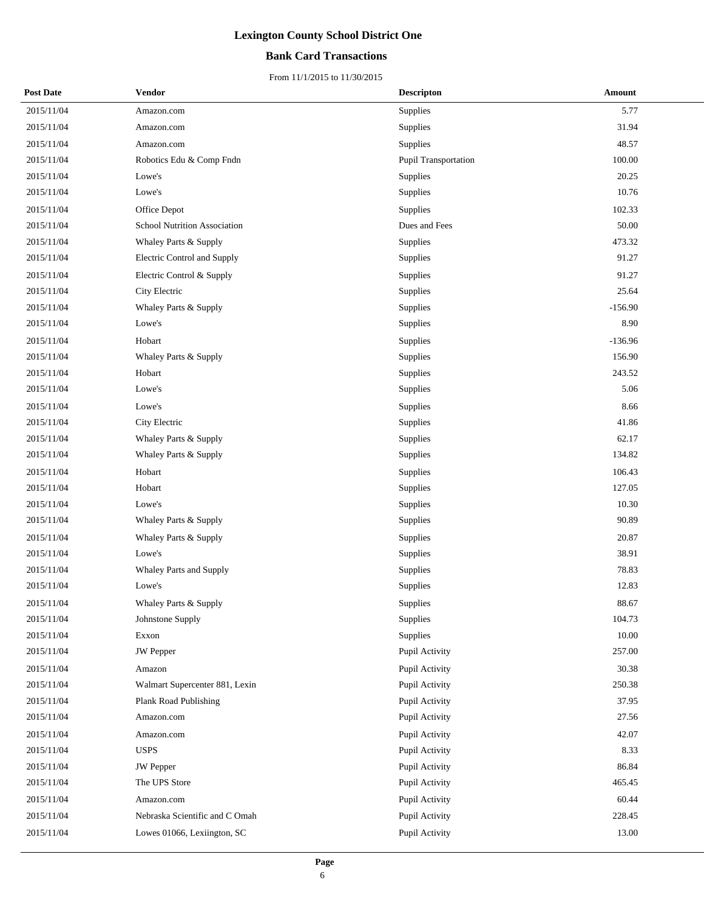# Lexington County School District One

## Bank Card Transactions

From 11/1/2015 to 11/30/2015

| Post Date | Vendor | Descripton | Amount |
|---|---|---|---|
| 2015/11/04 | Amazon.com | Supplies | 5.77 |
| 2015/11/04 | Amazon.com | Supplies | 31.94 |
| 2015/11/04 | Amazon.com | Supplies | 48.57 |
| 2015/11/04 | Robotics Edu & Comp Fndn | Pupil Transportation | 100.00 |
| 2015/11/04 | Lowe's | Supplies | 20.25 |
| 2015/11/04 | Lowe's | Supplies | 10.76 |
| 2015/11/04 | Office Depot | Supplies | 102.33 |
| 2015/11/04 | School Nutrition Association | Dues and Fees | 50.00 |
| 2015/11/04 | Whaley Parts & Supply | Supplies | 473.32 |
| 2015/11/04 | Electric Control and Supply | Supplies | 91.27 |
| 2015/11/04 | Electric Control & Supply | Supplies | 91.27 |
| 2015/11/04 | City Electric | Supplies | 25.64 |
| 2015/11/04 | Whaley Parts & Supply | Supplies | -156.90 |
| 2015/11/04 | Lowe's | Supplies | 8.90 |
| 2015/11/04 | Hobart | Supplies | -136.96 |
| 2015/11/04 | Whaley Parts & Supply | Supplies | 156.90 |
| 2015/11/04 | Hobart | Supplies | 243.52 |
| 2015/11/04 | Lowe's | Supplies | 5.06 |
| 2015/11/04 | Lowe's | Supplies | 8.66 |
| 2015/11/04 | City Electric | Supplies | 41.86 |
| 2015/11/04 | Whaley Parts & Supply | Supplies | 62.17 |
| 2015/11/04 | Whaley Parts & Supply | Supplies | 134.82 |
| 2015/11/04 | Hobart | Supplies | 106.43 |
| 2015/11/04 | Hobart | Supplies | 127.05 |
| 2015/11/04 | Lowe's | Supplies | 10.30 |
| 2015/11/04 | Whaley Parts & Supply | Supplies | 90.89 |
| 2015/11/04 | Whaley Parts & Supply | Supplies | 20.87 |
| 2015/11/04 | Lowe's | Supplies | 38.91 |
| 2015/11/04 | Whaley Parts and Supply | Supplies | 78.83 |
| 2015/11/04 | Lowe's | Supplies | 12.83 |
| 2015/11/04 | Whaley Parts & Supply | Supplies | 88.67 |
| 2015/11/04 | Johnstone Supply | Supplies | 104.73 |
| 2015/11/04 | Exxon | Supplies | 10.00 |
| 2015/11/04 | JW Pepper | Pupil Activity | 257.00 |
| 2015/11/04 | Amazon | Pupil Activity | 30.38 |
| 2015/11/04 | Walmart Supercenter 881, Lexin | Pupil Activity | 250.38 |
| 2015/11/04 | Plank Road Publishing | Pupil Activity | 37.95 |
| 2015/11/04 | Amazon.com | Pupil Activity | 27.56 |
| 2015/11/04 | Amazon.com | Pupil Activity | 42.07 |
| 2015/11/04 | USPS | Pupil Activity | 8.33 |
| 2015/11/04 | JW Pepper | Pupil Activity | 86.84 |
| 2015/11/04 | The UPS Store | Pupil Activity | 465.45 |
| 2015/11/04 | Amazon.com | Pupil Activity | 60.44 |
| 2015/11/04 | Nebraska Scientific and C Omah | Pupil Activity | 228.45 |
| 2015/11/04 | Lowes 01066, Lexiington, SC | Pupil Activity | 13.00 |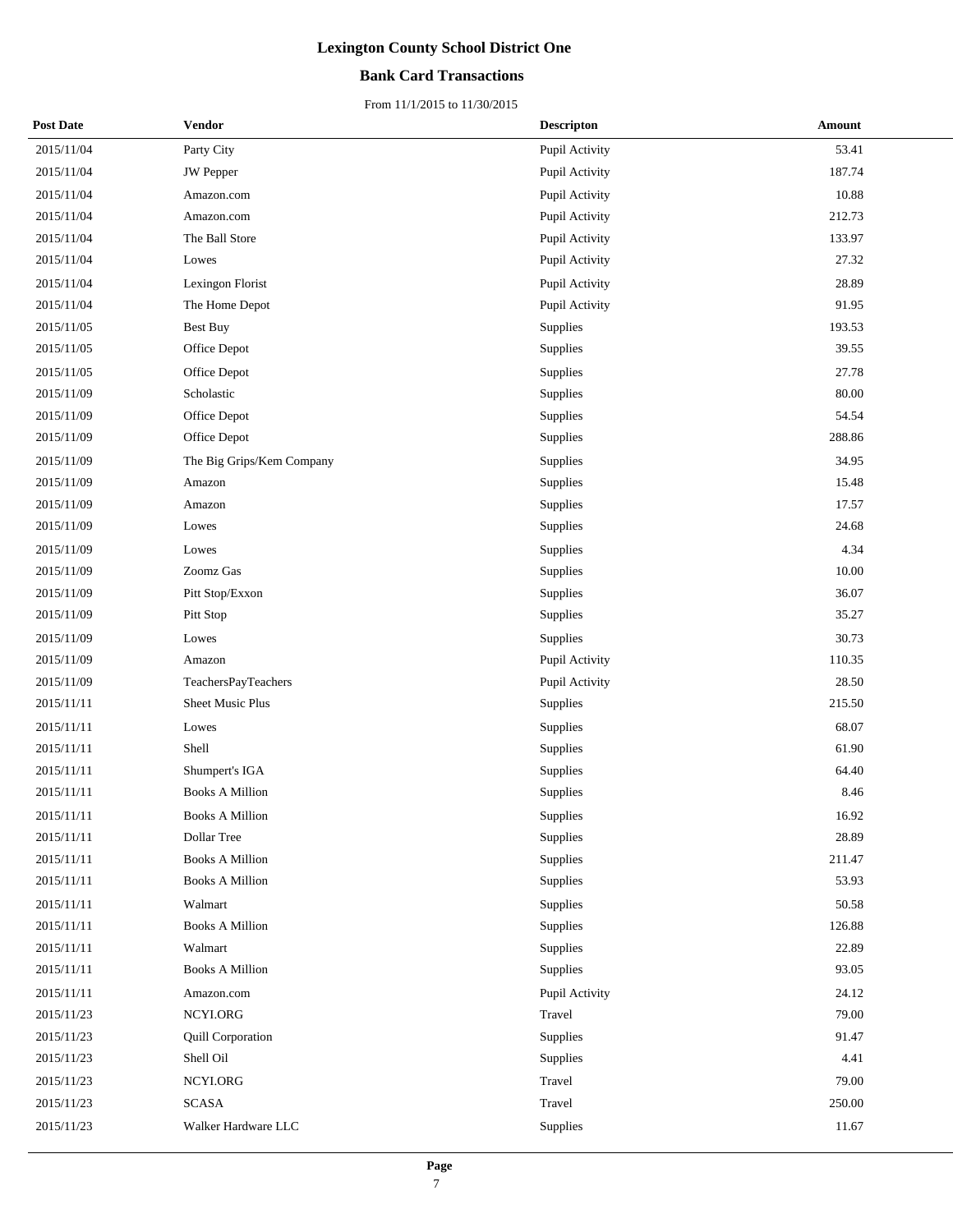# Lexington County School District One

## Bank Card Transactions

From 11/1/2015 to 11/30/2015

| Post Date | Vendor | Descripton | Amount |
|---|---|---|---|
| 2015/11/04 | Party City | Pupil Activity | 53.41 |
| 2015/11/04 | JW Pepper | Pupil Activity | 187.74 |
| 2015/11/04 | Amazon.com | Pupil Activity | 10.88 |
| 2015/11/04 | Amazon.com | Pupil Activity | 212.73 |
| 2015/11/04 | The Ball Store | Pupil Activity | 133.97 |
| 2015/11/04 | Lowes | Pupil Activity | 27.32 |
| 2015/11/04 | Lexingon Florist | Pupil Activity | 28.89 |
| 2015/11/04 | The Home Depot | Pupil Activity | 91.95 |
| 2015/11/05 | Best Buy | Supplies | 193.53 |
| 2015/11/05 | Office Depot | Supplies | 39.55 |
| 2015/11/05 | Office Depot | Supplies | 27.78 |
| 2015/11/09 | Scholastic | Supplies | 80.00 |
| 2015/11/09 | Office Depot | Supplies | 54.54 |
| 2015/11/09 | Office Depot | Supplies | 288.86 |
| 2015/11/09 | The Big Grips/Kem Company | Supplies | 34.95 |
| 2015/11/09 | Amazon | Supplies | 15.48 |
| 2015/11/09 | Amazon | Supplies | 17.57 |
| 2015/11/09 | Lowes | Supplies | 24.68 |
| 2015/11/09 | Lowes | Supplies | 4.34 |
| 2015/11/09 | Zoomz Gas | Supplies | 10.00 |
| 2015/11/09 | Pitt Stop/Exxon | Supplies | 36.07 |
| 2015/11/09 | Pitt Stop | Supplies | 35.27 |
| 2015/11/09 | Lowes | Supplies | 30.73 |
| 2015/11/09 | Amazon | Pupil Activity | 110.35 |
| 2015/11/09 | TeachersPayTeachers | Pupil Activity | 28.50 |
| 2015/11/11 | Sheet Music Plus | Supplies | 215.50 |
| 2015/11/11 | Lowes | Supplies | 68.07 |
| 2015/11/11 | Shell | Supplies | 61.90 |
| 2015/11/11 | Shumpert's IGA | Supplies | 64.40 |
| 2015/11/11 | Books A Million | Supplies | 8.46 |
| 2015/11/11 | Books A Million | Supplies | 16.92 |
| 2015/11/11 | Dollar Tree | Supplies | 28.89 |
| 2015/11/11 | Books A Million | Supplies | 211.47 |
| 2015/11/11 | Books A Million | Supplies | 53.93 |
| 2015/11/11 | Walmart | Supplies | 50.58 |
| 2015/11/11 | Books A Million | Supplies | 126.88 |
| 2015/11/11 | Walmart | Supplies | 22.89 |
| 2015/11/11 | Books A Million | Supplies | 93.05 |
| 2015/11/11 | Amazon.com | Pupil Activity | 24.12 |
| 2015/11/23 | NCYI.ORG | Travel | 79.00 |
| 2015/11/23 | Quill Corporation | Supplies | 91.47 |
| 2015/11/23 | Shell Oil | Supplies | 4.41 |
| 2015/11/23 | NCYI.ORG | Travel | 79.00 |
| 2015/11/23 | SCASA | Travel | 250.00 |
| 2015/11/23 | Walker Hardware LLC | Supplies | 11.67 |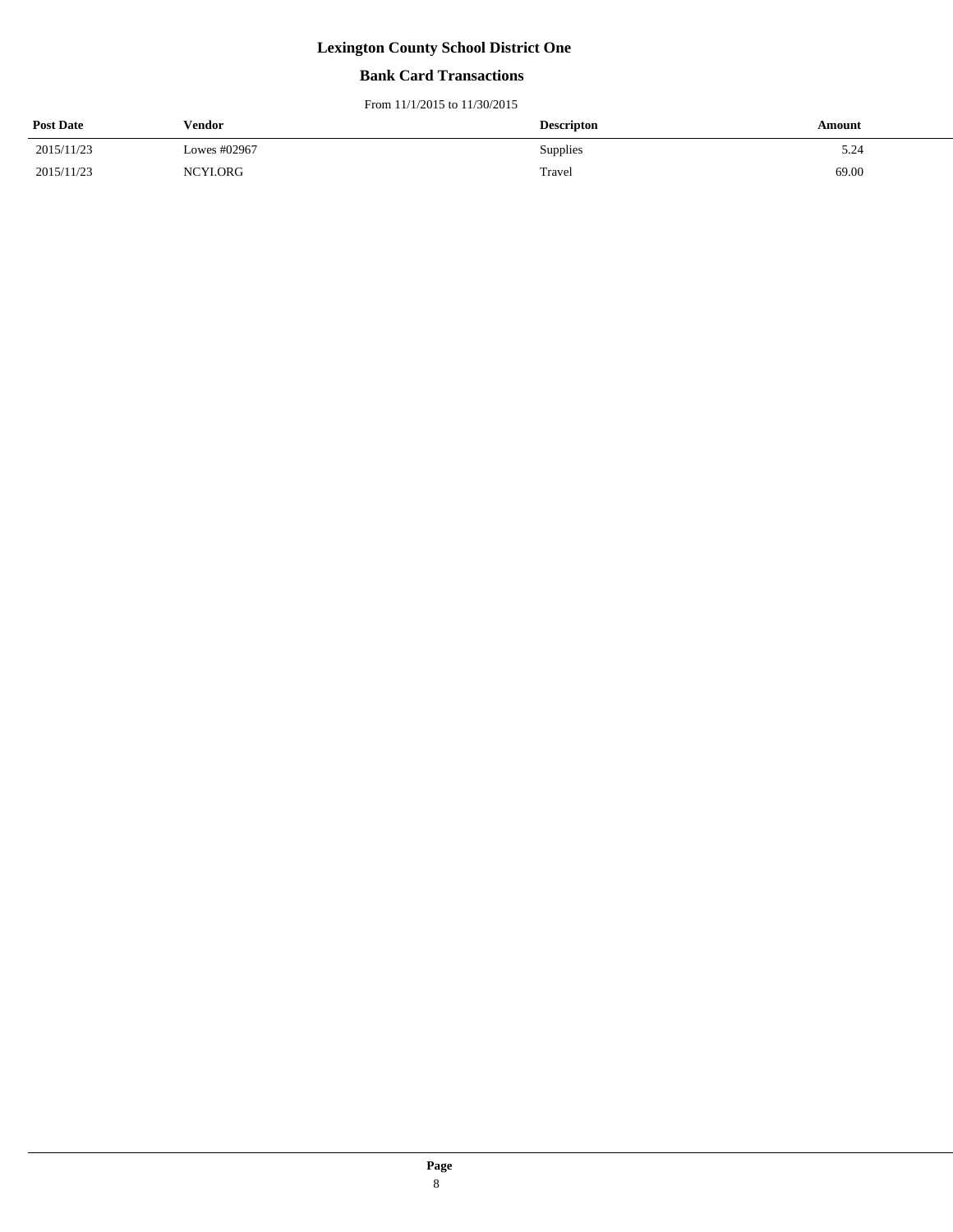# Lexington County School District One

## Bank Card Transactions

From 11/1/2015 to 11/30/2015

| Post Date | Vendor | Descripton | Amount |
|---|---|---|---|
| 2015/11/23 | Lowes #02967 | Supplies | 5.24 |
| 2015/11/23 | NCYI.ORG | Travel | 69.00 |